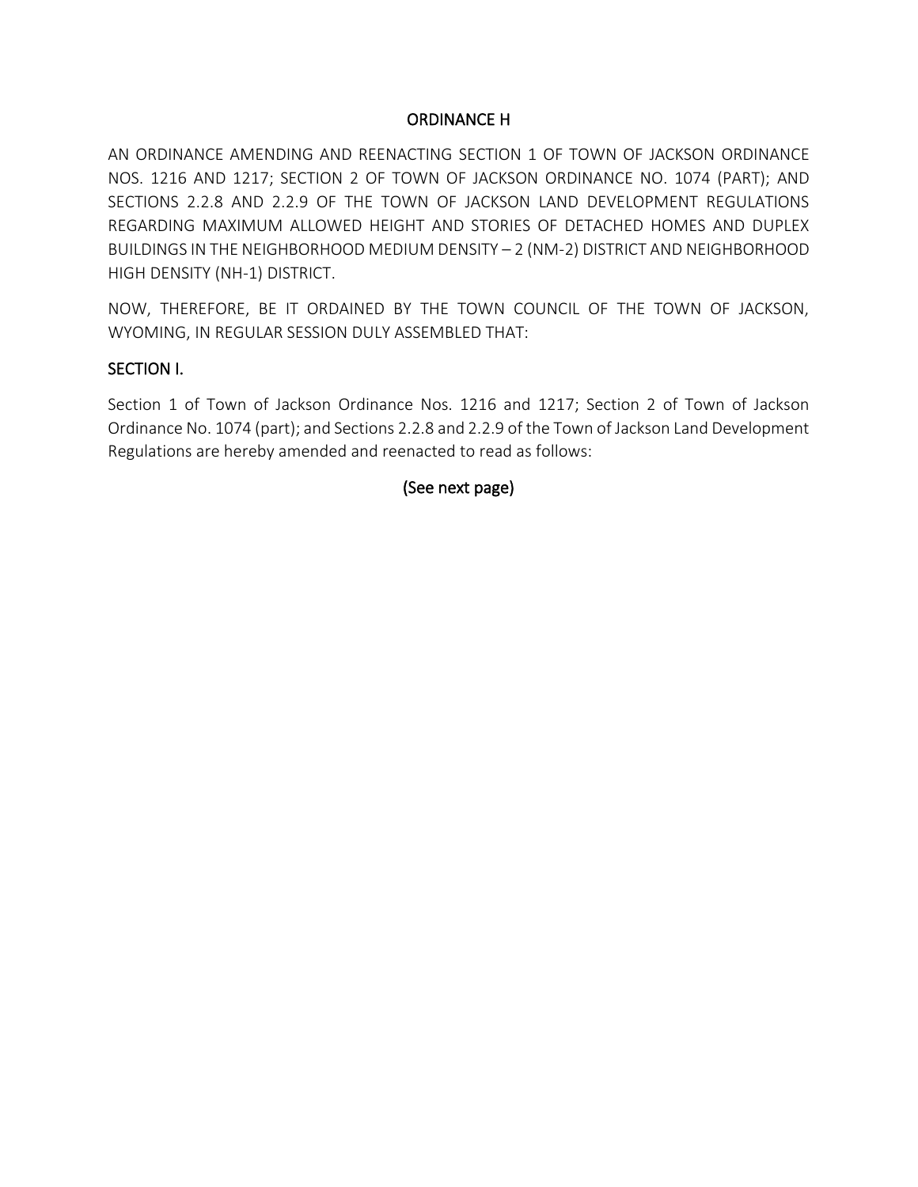# ORDINANCE H

AN ORDINANCE AMENDING AND REENACTING SECTION 1 OF TOWN OF JACKSON ORDINANCE NOS. 1216 AND 1217; SECTION 2 OF TOWN OF JACKSON ORDINANCE NO. 1074 (PART); AND SECTIONS 2.2.8 AND 2.2.9 OF THE TOWN OF JACKSON LAND DEVELOPMENT REGULATIONS REGARDING MAXIMUM ALLOWED HEIGHT AND STORIES OF DETACHED HOMES AND DUPLEX BUILDINGS IN THE NEIGHBORHOOD MEDIUM DENSITY – 2 (NM-2) DISTRICT AND NEIGHBORHOOD HIGH DENSITY (NH-1) DISTRICT.

NOW, THEREFORE, BE IT ORDAINED BY THE TOWN COUNCIL OF THE TOWN OF JACKSON, WYOMING, IN REGULAR SESSION DULY ASSEMBLED THAT:

## SECTION I.

Section 1 of Town of Jackson Ordinance Nos. 1216 and 1217; Section 2 of Town of Jackson Ordinance No. 1074 (part); and Sections 2.2.8 and 2.2.9 of the Town of Jackson Land Development Regulations are hereby amended and reenacted to read as follows:

(See next page)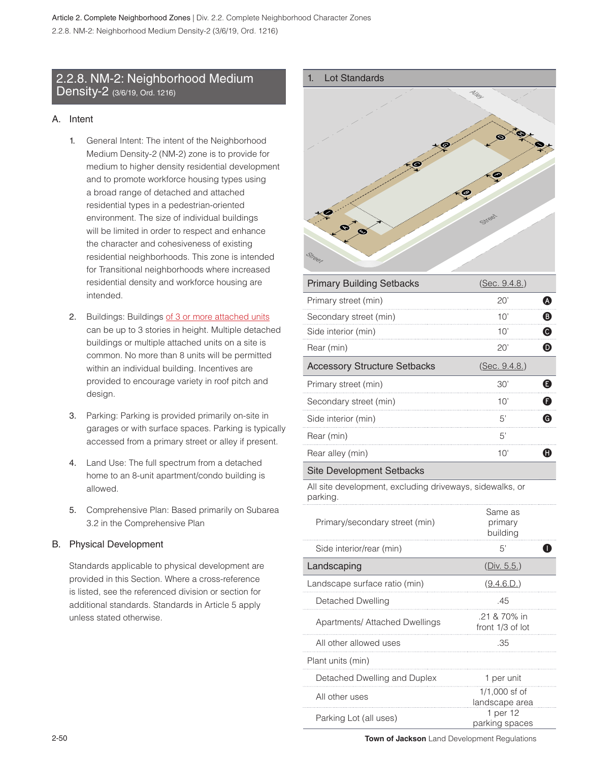## 2.2.8. NM-2: Neighborhood Medium Density-2 (3/6/19, Ord. 1216)

### A. Intent

1. General Intent: The intent of the Neighborhood Medium Density-2 (NM-2) zone is to provide for medium to higher density residential development and to promote workforce housing types using a broad range of detached and attached residential types in a pedestrian-oriented environment. The size of individual buildings will be limited in order to respect and enhance the character and cohesiveness of existing residential neighborhoods. This zone is intended for Transitional neighborhoods where increased residential density and workforce housing are intended.

2. Buildings: Buildings of 3 or more attached units can be up to 3 stories in height. Multiple detached buildings or multiple attached units on a site is common. No more than 8 units will be permitted within an individual building. Incentives are provided to encourage variety in roof pitch and design.

3. Parking: Parking is provided primarily on-site in garages or with surface spaces. Parking is typically accessed from a primary street or alley if present.

4. Land Use: The full spectrum from a detached home to an 8-unit apartment/condo building is allowed.

5. Comprehensive Plan: Based primarily on Subarea 3.2 in the Comprehensive Plan

### B. Physical Development

Standards applicable to physical development are provided in this Section. Where a cross-reference is listed, see the referenced division or section for additional standards. Standards in Article 5 apply unless stated otherwise.

#### 1. Lot Standards

| Primary Building Setbacks | (Sec. 9.4.8.) | |
|---|---|---|
| Primary street (min) | 20' | A |
| Secondary street (min) | 10' | B |
| Side interior (min) | 10' | C |
| Rear (min) | 20' | D |
| **Accessory Structure Setbacks** | (Sec. 9.4.8.) | |
| Primary street (min) | 30' | E |
| Secondary street (min) | 10' | F |
| Side interior (min) | 5' | G |
| Rear (min) | 5' | |
| Rear alley (min) | 10' | H |
| **Site Development Setbacks** | | |
| All site development, excluding driveways, sidewalks, or parking. | | |
| Primary/secondary street (min) | Same as primary building | |
| Side interior/rear (min) | 5' | I |
| **Landscaping** | (Div. 5.5.) | |
| Landscape surface ratio (min) | (9.4.6.D.) | |
| Detached Dwelling | .45 | |
| Apartments/ Attached Dwellings | .21 & 70% in front 1/3 of lot | |
| All other allowed uses | .35 | |
| Plant units (min) | | |
| Detached Dwelling and Duplex | 1 per unit | |
| All other uses | 1/1,000 sf of landscape area | |
| Parking Lot (all uses) | 1 per 12 parking spaces | |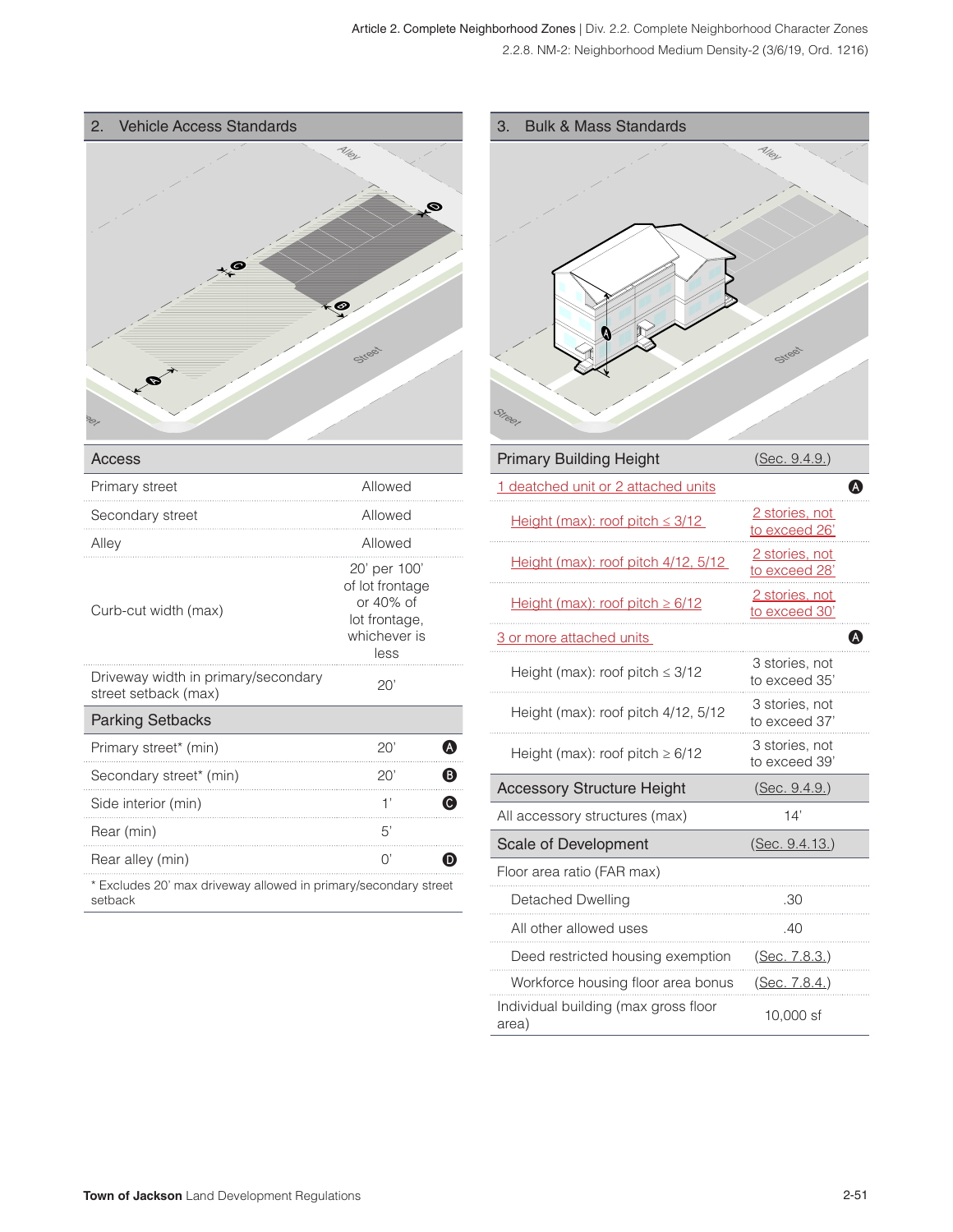## 2. Vehicle Access Standards

| Access | | |
|---|---|---|
| Primary street | Allowed | |
| Secondary street | Allowed | |
| Alley | Allowed | |
| Curb-cut width (max) | 20' per 100' of lot frontage or 40% of lot frontage, whichever is less | |
| Driveway width in primary/secondary street setback (max) | 20' | |
| **Parking Setbacks** | | |
| Primary street* (min) | 20' | A |
| Secondary street* (min) | 20' | B |
| Side interior (min) | 1' | C |
| Rear (min) | 5' | |
| Rear alley (min) | 0' | D |

* Excludes 20' max driveway allowed in primary/secondary street setback

## 3. Bulk & Mass Standards

| Primary Building Height | (Sec. 9.4.9.) | |
|---|---|---|
| 1 deatched unit or 2 attached units | | A |
| Height (max): roof pitch ≤ 3/12 | 2 stories, not to exceed 26' | |
| Height (max): roof pitch 4/12, 5/12 | 2 stories, not to exceed 28' | |
| Height (max): roof pitch ≥ 6/12 | 2 stories, not to exceed 30' | |
| 3 or more attached units | | A |
| Height (max): roof pitch ≤ 3/12 | 3 stories, not to exceed 35' | |
| Height (max): roof pitch 4/12, 5/12 | 3 stories, not to exceed 37' | |
| Height (max): roof pitch ≥ 6/12 | 3 stories, not to exceed 39' | |
| **Accessory Structure Height** | (Sec. 9.4.9.) | |
| All accessory structures (max) | 14' | |
| **Scale of Development** | (Sec. 9.4.13.) | |
| Floor area ratio (FAR max) | | |
| Detached Dwelling | .30 | |
| All other allowed uses | .40 | |
| Deed restricted housing exemption | (Sec. 7.8.3.) | |
| Workforce housing floor area bonus | (Sec. 7.8.4.) | |
| Individual building (max gross floor area) | 10,000 sf | |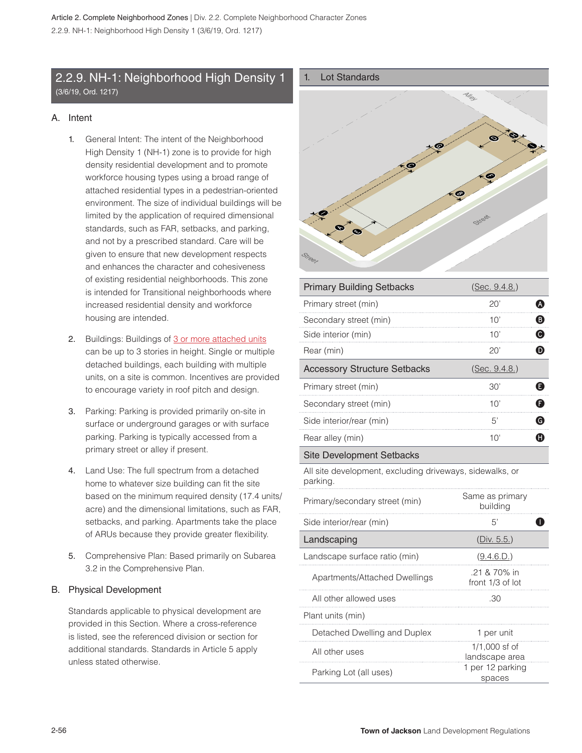## 2.2.9. NH-1: Neighborhood High Density 1
(3/6/19, Ord. 1217)

### A. Intent

1. General Intent: The intent of the Neighborhood High Density 1 (NH-1) zone is to provide for high density residential development and to promote workforce housing types using a broad range of attached residential types in a pedestrian-oriented environment. The size of individual buildings will be limited by the application of required dimensional standards, such as FAR, setbacks, and parking, and not by a prescribed standard. Care will be given to ensure that new development respects and enhances the character and cohesiveness of existing residential neighborhoods. This zone is intended for Transitional neighborhoods where increased residential density and workforce housing are intended.

2. Buildings: Buildings of 3 or more attached units can be up to 3 stories in height. Single or multiple detached buildings, each building with multiple units, on a site is common. Incentives are provided to encourage variety in roof pitch and design.

3. Parking: Parking is provided primarily on-site in surface or underground garages or with surface parking. Parking is typically accessed from a primary street or alley if present.

4. Land Use: The full spectrum from a detached home to whatever size building can fit the site based on the minimum required density (17.4 units/acre) and the dimensional limitations, such as FAR, setbacks, and parking. Apartments take the place of ARUs because they provide greater flexibility.

5. Comprehensive Plan: Based primarily on Subarea 3.2 in the Comprehensive Plan.

### B. Physical Development

Standards applicable to physical development are provided in this Section. Where a cross-reference is listed, see the referenced division or section for additional standards. Standards in Article 5 apply unless stated otherwise.

#### 1. Lot Standards

| Primary Building Setbacks | (Sec. 9.4.8.) | |
|---|---|---|
| Primary street (min) | 20' | A |
| Secondary street (min) | 10' | B |
| Side interior (min) | 10' | C |
| Rear (min) | 20' | D |
| **Accessory Structure Setbacks** | (Sec. 9.4.8.) | |
| Primary street (min) | 30' | E |
| Secondary street (min) | 10' | F |
| Side interior/rear (min) | 5' | G |
| Rear alley (min) | 10' | H |
| **Site Development Setbacks** | | |
| All site development, excluding driveways, sidewalks, or parking. | | |
| Primary/secondary street (min) | Same as primary building | |
| Side interior/rear (min) | 5' | I |
| **Landscaping** | (Div. 5.5.) | |
| Landscape surface ratio (min) | (9.4.6.D.) | |
| Apartments/Attached Dwellings | .21 & 70% in front 1/3 of lot | |
| All other allowed uses | .30 | |
| Plant units (min) | | |
| Detached Dwelling and Duplex | 1 per unit | |
| All other uses | 1/1,000 sf of landscape area | |
| Parking Lot (all uses) | 1 per 12 parking spaces | |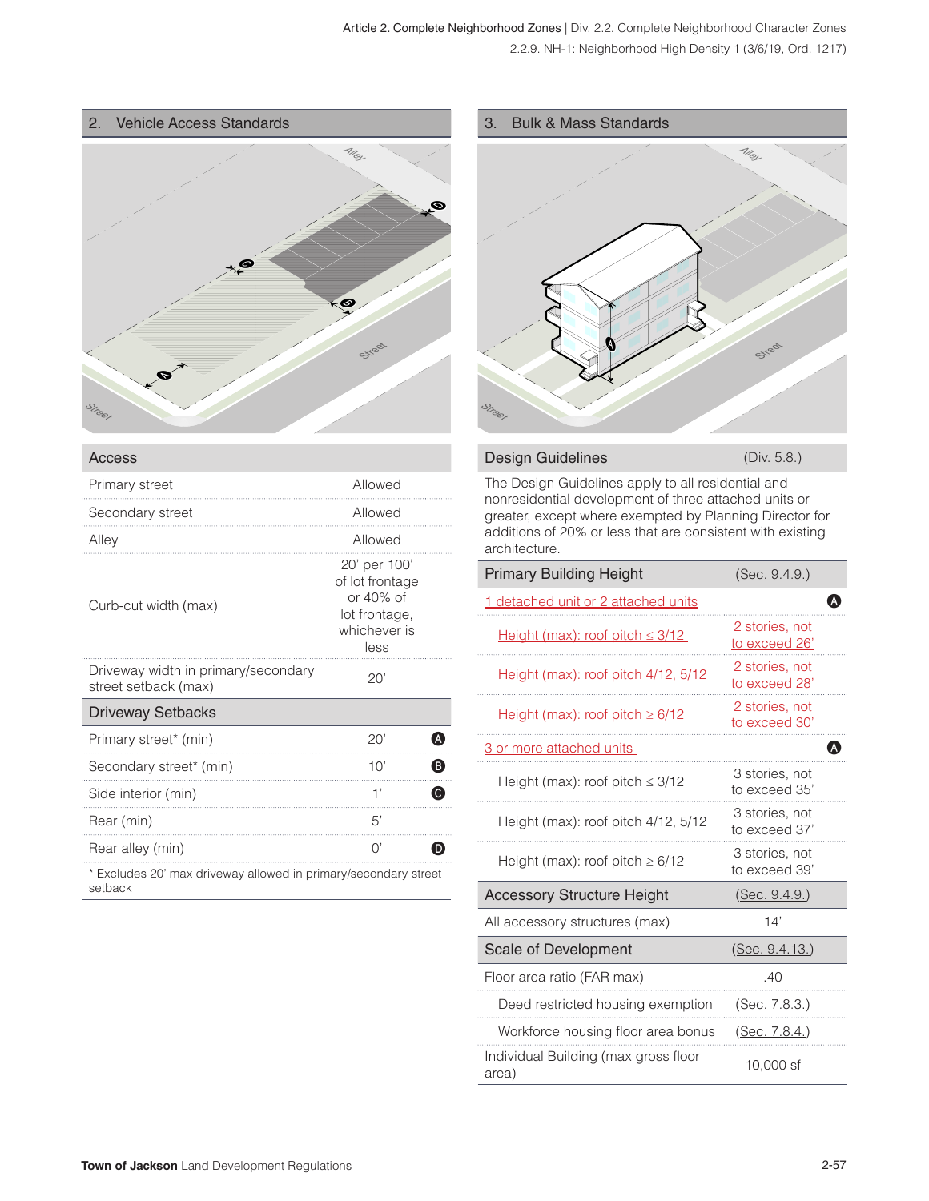## 2. Vehicle Access Standards

| Access | |
|---|---|
| Primary street | Allowed |
| Secondary street | Allowed |
| Alley | Allowed |
| Curb-cut width (max) | 20' per 100' of lot frontage or 40% of lot frontage, whichever is less |
| Driveway width in primary/secondary street setback (max) | 20' |

| Driveway Setbacks | | |
|---|---|---|
| Primary street* (min) | 20' | A |
| Secondary street* (min) | 10' | B |
| Side interior (min) | 1' | C |
| Rear (min) | 5' | |
| Rear alley (min) | 0' | D |

* Excludes 20' max driveway allowed in primary/secondary street setback

## 3. Bulk & Mass Standards

| Design Guidelines | (Div. 5.8.) |
|---|---|
| The Design Guidelines apply to all residential and nonresidential development of three attached units or greater, except where exempted by Planning Director for additions of 20% or less that are consistent with existing architecture. | |

| Primary Building Height | (Sec. 9.4.9.) | |
|---|---|---|
| 1 detached unit or 2 attached units | | A |
| Height (max): roof pitch ≤ 3/12 | 2 stories, not to exceed 26' | |
| Height (max): roof pitch 4/12, 5/12 | 2 stories, not to exceed 28' | |
| Height (max): roof pitch ≥ 6/12 | 2 stories, not to exceed 30' | |
| 3 or more attached units | | A |
| Height (max): roof pitch ≤ 3/12 | 3 stories, not to exceed 35' | |
| Height (max): roof pitch 4/12, 5/12 | 3 stories, not to exceed 37' | |
| Height (max): roof pitch ≥ 6/12 | 3 stories, not to exceed 39' | |

| Accessory Structure Height | (Sec. 9.4.9.) |
|---|---|
| All accessory structures (max) | 14' |

| Scale of Development | (Sec. 9.4.13.) |
|---|---|
| Floor area ratio (FAR max) | .40 |
| Deed restricted housing exemption | (Sec. 7.8.3.) |
| Workforce housing floor area bonus | (Sec. 7.8.4.) |
| Individual Building (max gross floor area) | 10,000 sf |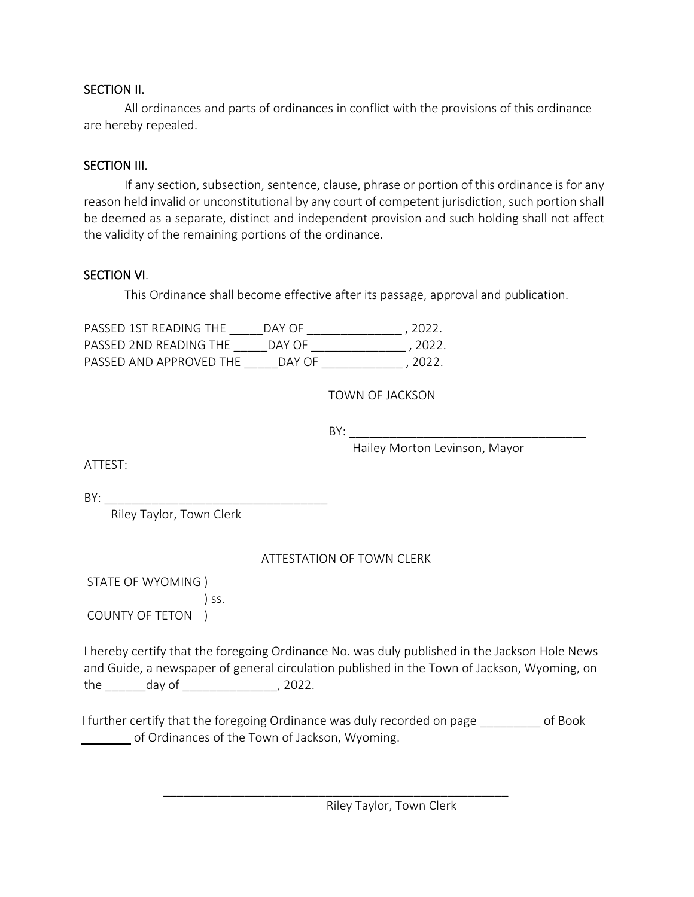## SECTION II.

All ordinances and parts of ordinances in conflict with the provisions of this ordinance are hereby repealed.

## SECTION III.

If any section, subsection, sentence, clause, phrase or portion of this ordinance is for any reason held invalid or unconstitutional by any court of competent jurisdiction, such portion shall be deemed as a separate, distinct and independent provision and such holding shall not affect the validity of the remaining portions of the ordinance.

## SECTION VI.

This Ordinance shall become effective after its passage, approval and publication.

PASSED 1ST READING THE _____DAY OF ______________ , 2022.
PASSED 2ND READING THE _____DAY OF ______________ , 2022.
PASSED AND APPROVED THE _____DAY OF ____________ , 2022.

TOWN OF JACKSON

BY: ____________________________________
Hailey Morton Levinson, Mayor

ATTEST:

BY: _________________________________
Riley Taylor, Town Clerk

ATTESTATION OF TOWN CLERK

STATE OF WYOMING )
) ss.
COUNTY OF TETON )

I hereby certify that the foregoing Ordinance No. was duly published in the Jackson Hole News and Guide, a newspaper of general circulation published in the Town of Jackson, Wyoming, on the ______day of ______________, 2022.

I further certify that the foregoing Ordinance was duly recorded on page _________ of Book ________ of Ordinances of the Town of Jackson, Wyoming.

_____________________________________________________
Riley Taylor, Town Clerk